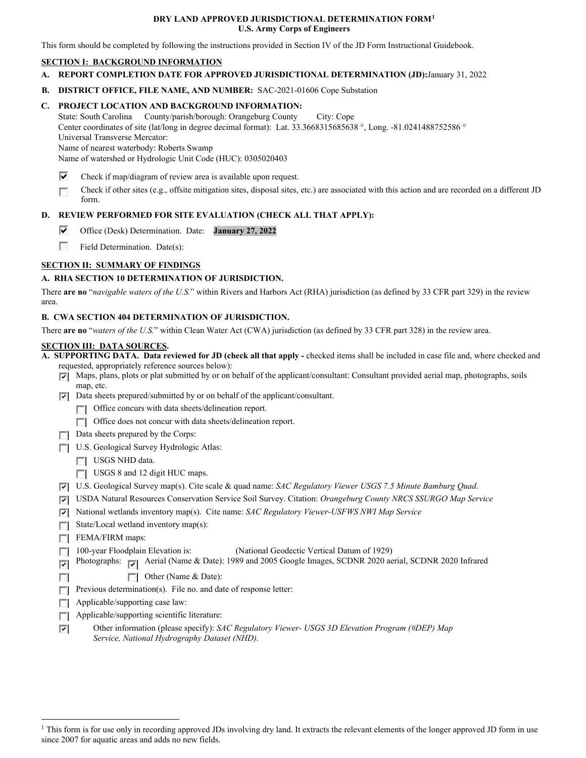# DRY LAND APPROVED JURISDICTIONAL DETERMINATION FORM[1]
## U.S. Army Corps of Engineers

This form should be completed by following the instructions provided in Section IV of the JD Form Instructional Guidebook.

## SECTION I: BACKGROUND INFORMATION

**A. REPORT COMPLETION DATE FOR APPROVED JURISDICTIONAL DETERMINATION (JD):** January 31, 2022

**B. DISTRICT OFFICE, FILE NAME, AND NUMBER:** SAC-2021-01606 Cope Substation

**C. PROJECT LOCATION AND BACKGROUND INFORMATION:**

State: South Carolina County/parish/borough: Orangeburg County City: Cope
Center coordinates of site (lat/long in degree decimal format): Lat. 33.3668315685638 °, Long. -81.0241488752586 °
Universal Transverse Mercator:
Name of nearest waterbody: Roberts Swamp
Name of watershed or Hydrologic Unit Code (HUC): 0305020403

- [x] Check if map/diagram of review area is available upon request.
- [ ] Check if other sites (e.g., offsite mitigation sites, disposal sites, etc.) are associated with this action and are recorded on a different JD form.

**D. REVIEW PERFORMED FOR SITE EVALUATION (CHECK ALL THAT APPLY):**

- [x] Office (Desk) Determination. Date: **January 27, 2022**
- [ ] Field Determination. Date(s):

## SECTION II: SUMMARY OF FINDINGS

**A. RHA SECTION 10 DETERMINATION OF JURISDICTION.**

There **are no** "*navigable waters of the U.S.*" within Rivers and Harbors Act (RHA) jurisdiction (as defined by 33 CFR part 329) in the review area.

**B. CWA SECTION 404 DETERMINATION OF JURISDICTION.**

There **are no** "*waters of the U.S.*" within Clean Water Act (CWA) jurisdiction (as defined by 33 CFR part 328) in the review area.

## SECTION III: DATA SOURCES.

**A. SUPPORTING DATA. Data reviewed for JD (check all that apply -** checked items shall be included in case file and, where checked and requested, appropriately reference sources below):

- [x] Maps, plans, plots or plat submitted by or on behalf of the applicant/consultant: Consultant provided aerial map, photographs, soils map, etc.
- [x] Data sheets prepared/submitted by or on behalf of the applicant/consultant.
  - [ ] Office concurs with data sheets/delineation report.
  - [ ] Office does not concur with data sheets/delineation report.
- [ ] Data sheets prepared by the Corps:
- [ ] U.S. Geological Survey Hydrologic Atlas:
  - [ ] USGS NHD data.
  - [ ] USGS 8 and 12 digit HUC maps.
- [x] U.S. Geological Survey map(s). Cite scale & quad name: *SAC Regulatory Viewer USGS 7.5 Minute Bamburg Quad*.
- [x] USDA Natural Resources Conservation Service Soil Survey. Citation: *Orangeburg County NRCS SSURGO Map Service*
- [x] National wetlands inventory map(s). Cite name: *SAC Regulatory Viewer-USFWS NWI Map Service*
- [ ] State/Local wetland inventory map(s):
- [ ] FEMA/FIRM maps:
- [ ] 100-year Floodplain Elevation is: (National Geodectic Vertical Datum of 1929)
- [x] Photographs: [x] Aerial (Name & Date): 1989 and 2005 Google Images, SCDNR 2020 aerial, SCDNR 2020 Infrared
- [ ] [ ] Other (Name & Date):
- [ ] Previous determination(s). File no. and date of response letter:
- [ ] Applicable/supporting case law:
- [ ] Applicable/supporting scientific literature:
- [x] Other information (please specify): *SAC Regulatory Viewer- USGS 3D Elevation Program (#DEP) Map Service, National Hydrography Dataset (NHD)*.

---

[1] This form is for use only in recording approved JDs involving dry land. It extracts the relevant elements of the longer approved JD form in use since 2007 for aquatic areas and adds no new fields.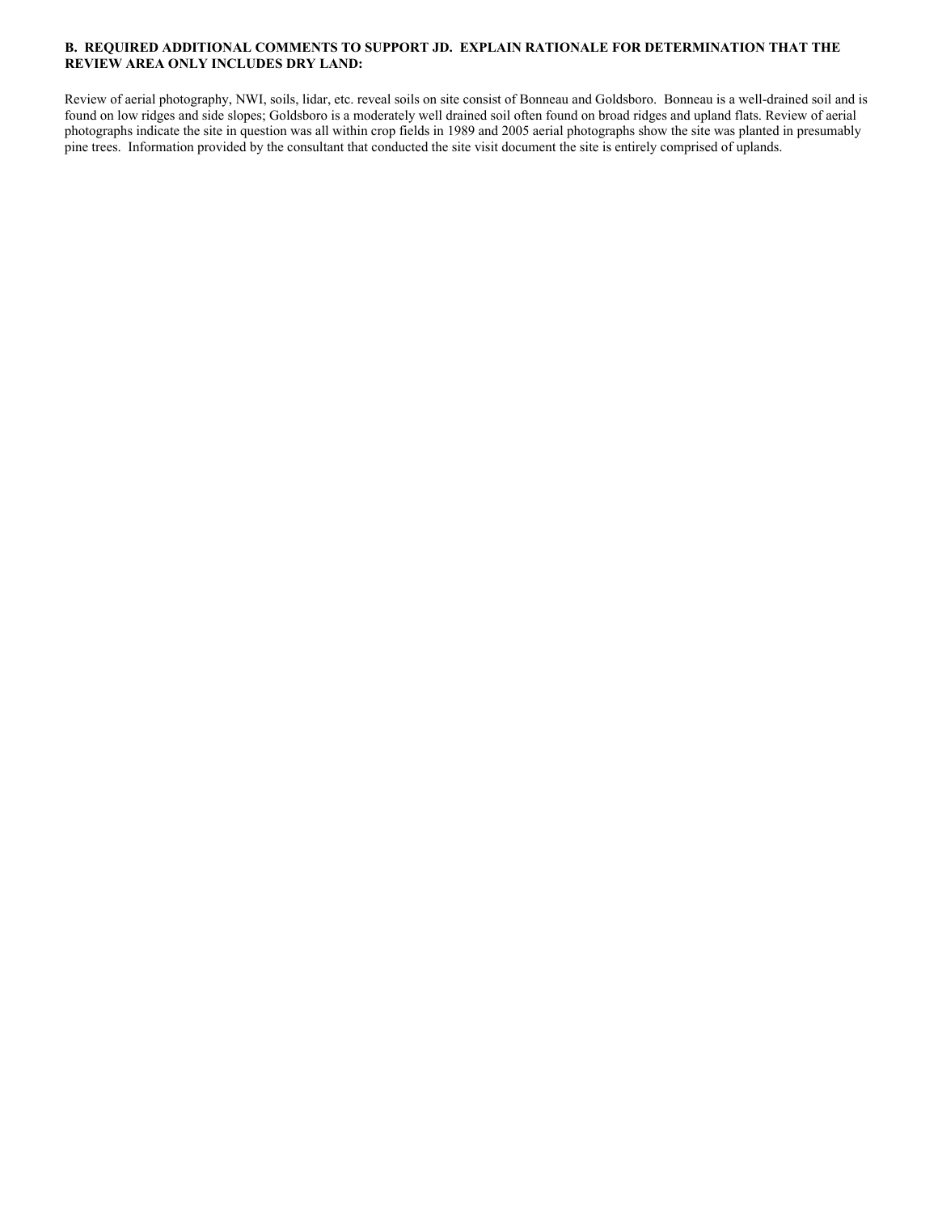**B. REQUIRED ADDITIONAL COMMENTS TO SUPPORT JD. EXPLAIN RATIONALE FOR DETERMINATION THAT THE REVIEW AREA ONLY INCLUDES DRY LAND:**

Review of aerial photography, NWI, soils, lidar, etc. reveal soils on site consist of Bonneau and Goldsboro. Bonneau is a well-drained soil and is found on low ridges and side slopes; Goldsboro is a moderately well drained soil often found on broad ridges and upland flats. Review of aerial photographs indicate the site in question was all within crop fields in 1989 and 2005 aerial photographs show the site was planted in presumably pine trees. Information provided by the consultant that conducted the site visit document the site is entirely comprised of uplands.